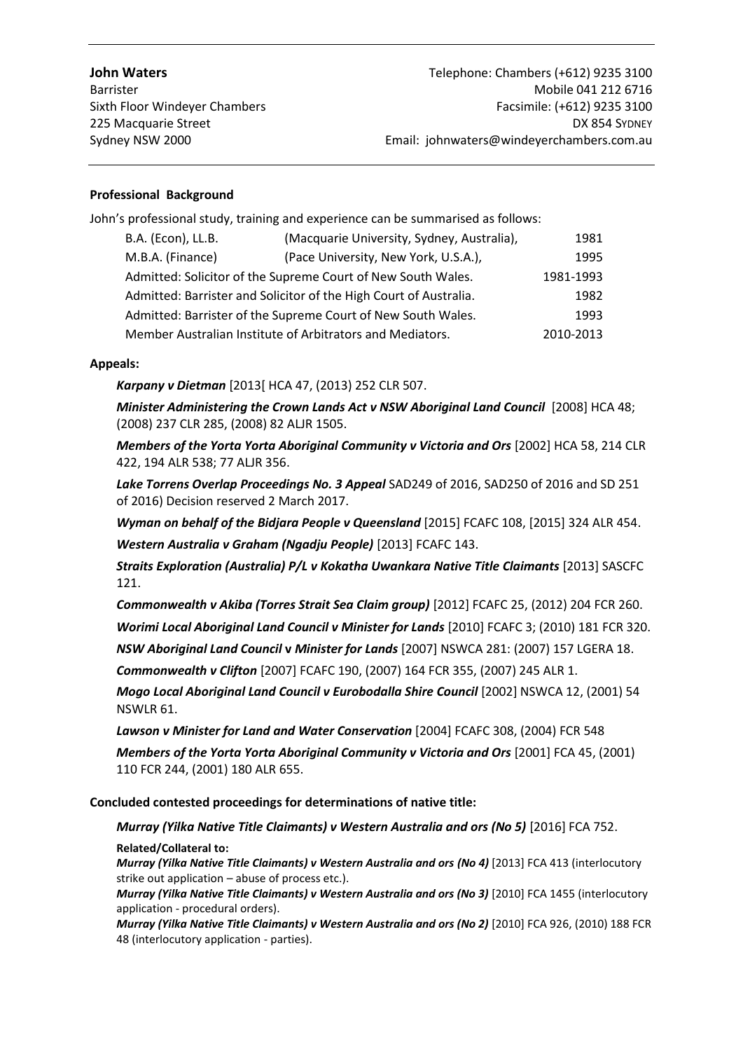**John Waters**
Barrister
Sixth Floor Windeyer Chambers
225 Macquarie Street
Sydney NSW 2000

Telephone: Chambers (+612) 9235 3100
Mobile 041 212 6716
Facsimile: (+612) 9235 3100
DX 854 SYDNEY
Email: johnwaters@windeyerchambers.com.au

**Professional Background**

John's professional study, training and experience can be summarised as follows:

| | | |
|---|---|---|
| B.A. (Econ), LL.B. | (Macquarie University, Sydney, Australia), | 1981 |
| M.B.A. (Finance) | (Pace University, New York, U.S.A.), | 1995 |
| Admitted: Solicitor of the Supreme Court of New South Wales. | | 1981-1993 |
| Admitted: Barrister and Solicitor of the High Court of Australia. | | 1982 |
| Admitted: Barrister of the Supreme Court of New South Wales. | | 1993 |
| Member Australian Institute of Arbitrators and Mediators. | | 2010-2013 |

**Appeals:**

***Karpany v Dietman*** [2013[ HCA 47, (2013) 252 CLR 507.

***Minister Administering the Crown Lands Act v NSW Aboriginal Land Council*** [2008] HCA 48; (2008) 237 CLR 285, (2008) 82 ALJR 1505.

***Members of the Yorta Yorta Aboriginal Community v Victoria and Ors*** [2002] HCA 58, 214 CLR 422, 194 ALR 538; 77 ALJR 356.

***Lake Torrens Overlap Proceedings No. 3 Appeal*** SAD249 of 2016, SAD250 of 2016 and SD 251 of 2016) Decision reserved 2 March 2017.

***Wyman on behalf of the Bidjara People v Queensland*** [2015] FCAFC 108, [2015] 324 ALR 454.

***Western Australia v Graham (Ngadju People)*** [2013] FCAFC 143.

***Straits Exploration (Australia) P/L v Kokatha Uwankara Native Title Claimants*** [2013] SASCFC 121.

***Commonwealth v Akiba (Torres Strait Sea Claim group)*** [2012] FCAFC 25, (2012) 204 FCR 260.

***Worimi Local Aboriginal Land Council v Minister for Lands*** [2010] FCAFC 3; (2010) 181 FCR 320.

***NSW Aboriginal Land Council* v *Minister for Lands*** [2007] NSWCA 281: (2007) 157 LGERA 18.

***Commonwealth v Clifton*** [2007] FCAFC 190, (2007) 164 FCR 355, (2007) 245 ALR 1.

***Mogo Local Aboriginal Land Council v Eurobodalla Shire Council*** [2002] NSWCA 12, (2001) 54 NSWLR 61.

***Lawson v Minister for Land and Water Conservation*** [2004] FCAFC 308, (2004) FCR 548

***Members of the Yorta Yorta Aboriginal Community v Victoria and Ors*** [2001] FCA 45, (2001) 110 FCR 244, (2001) 180 ALR 655.

**Concluded contested proceedings for determinations of native title:**

***Murray (Yilka Native Title Claimants) v Western Australia and ors (No 5)*** [2016] FCA 752.

**Related/Collateral to:**

***Murray (Yilka Native Title Claimants) v Western Australia and ors (No 4)*** [2013] FCA 413 (interlocutory strike out application – abuse of process etc.).

***Murray (Yilka Native Title Claimants) v Western Australia and ors (No 3)*** [2010] FCA 1455 (interlocutory application - procedural orders).

***Murray (Yilka Native Title Claimants) v Western Australia and ors (No 2)*** [2010] FCA 926, (2010) 188 FCR 48 (interlocutory application - parties).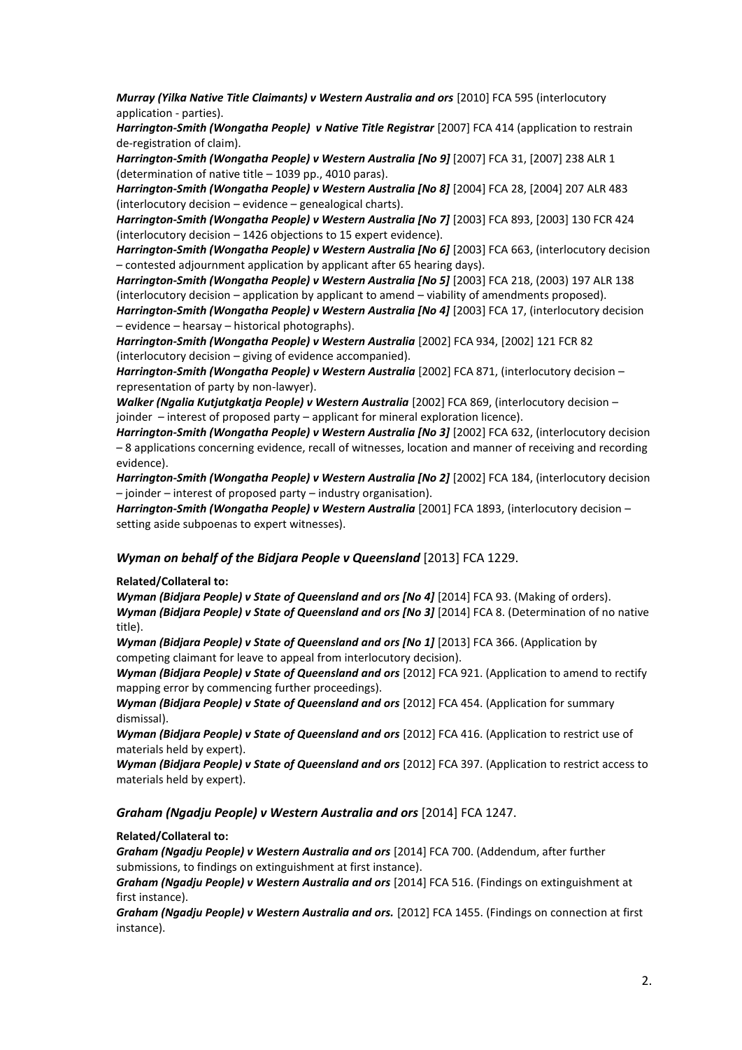***Murray (Yilka Native Title Claimants) v Western Australia and ors*** [2010] FCA 595 (interlocutory application - parties).

***Harrington-Smith (Wongatha People) v Native Title Registrar*** [2007] FCA 414 (application to restrain de-registration of claim).

***Harrington-Smith (Wongatha People) v Western Australia [No 9]*** [2007] FCA 31, [2007] 238 ALR 1 (determination of native title – 1039 pp., 4010 paras).

***Harrington-Smith (Wongatha People) v Western Australia [No 8]*** [2004] FCA 28, [2004] 207 ALR 483 (interlocutory decision – evidence – genealogical charts).

***Harrington-Smith (Wongatha People) v Western Australia [No 7]*** [2003] FCA 893, [2003] 130 FCR 424 (interlocutory decision – 1426 objections to 15 expert evidence).

***Harrington-Smith (Wongatha People) v Western Australia [No 6]*** [2003] FCA 663, (interlocutory decision – contested adjournment application by applicant after 65 hearing days).

***Harrington-Smith (Wongatha People) v Western Australia [No 5]*** [2003] FCA 218, (2003) 197 ALR 138 (interlocutory decision – application by applicant to amend – viability of amendments proposed).

***Harrington-Smith (Wongatha People) v Western Australia [No 4]*** [2003] FCA 17, (interlocutory decision – evidence – hearsay – historical photographs).

***Harrington-Smith (Wongatha People) v Western Australia*** [2002] FCA 934, [2002] 121 FCR 82 (interlocutory decision – giving of evidence accompanied).

***Harrington-Smith (Wongatha People) v Western Australia*** [2002] FCA 871, (interlocutory decision – representation of party by non-lawyer).

***Walker (Ngalia Kutjutgkatja People) v Western Australia*** [2002] FCA 869, (interlocutory decision – joinder – interest of proposed party – applicant for mineral exploration licence).

***Harrington-Smith (Wongatha People) v Western Australia [No 3]*** [2002] FCA 632, (interlocutory decision – 8 applications concerning evidence, recall of witnesses, location and manner of receiving and recording evidence).

***Harrington-Smith (Wongatha People) v Western Australia [No 2]*** [2002] FCA 184, (interlocutory decision – joinder – interest of proposed party – industry organisation).

***Harrington-Smith (Wongatha People) v Western Australia*** [2001] FCA 1893, (interlocutory decision – setting aside subpoenas to expert witnesses).

### *Wyman on behalf of the Bidjara People v Queensland* [2013] FCA 1229.

**Related/Collateral to:**

***Wyman (Bidjara People) v State of Queensland and ors [No 4]*** [2014] FCA 93. (Making of orders).

***Wyman (Bidjara People) v State of Queensland and ors [No 3]*** [2014] FCA 8. (Determination of no native title).

***Wyman (Bidjara People) v State of Queensland and ors [No 1]*** [2013] FCA 366. (Application by competing claimant for leave to appeal from interlocutory decision).

***Wyman (Bidjara People) v State of Queensland and ors*** [2012] FCA 921. (Application to amend to rectify mapping error by commencing further proceedings).

***Wyman (Bidjara People) v State of Queensland and ors*** [2012] FCA 454. (Application for summary dismissal).

***Wyman (Bidjara People) v State of Queensland and ors*** [2012] FCA 416. (Application to restrict use of materials held by expert).

***Wyman (Bidjara People) v State of Queensland and ors*** [2012] FCA 397. (Application to restrict access to materials held by expert).

### *Graham (Ngadju People) v Western Australia and ors* [2014] FCA 1247.

**Related/Collateral to:**

***Graham (Ngadju People) v Western Australia and ors*** [2014] FCA 700. (Addendum, after further submissions, to findings on extinguishment at first instance).

***Graham (Ngadju People) v Western Australia and ors*** [2014] FCA 516. (Findings on extinguishment at first instance).

***Graham (Ngadju People) v Western Australia and ors.*** [2012] FCA 1455. (Findings on connection at first instance).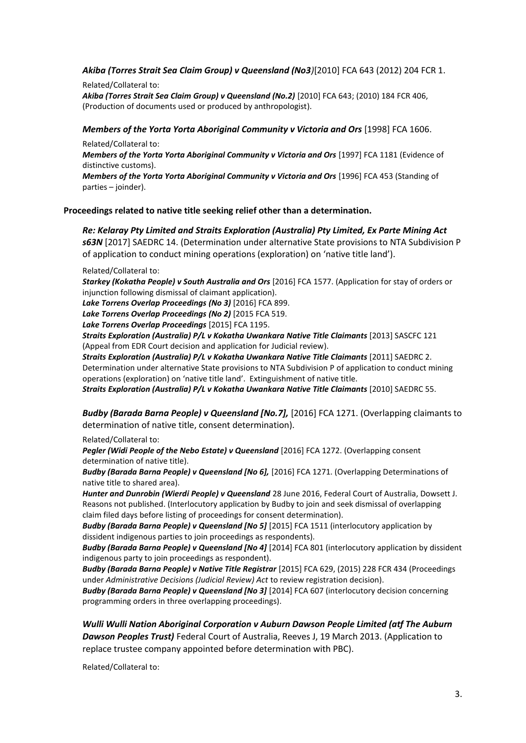***Akiba (Torres Strait Sea Claim Group) v Queensland (No3)***[2010] FCA 643 (2012) 204 FCR 1.

Related/Collateral to:
***Akiba (Torres Strait Sea Claim Group) v Queensland (No.2)*** [2010] FCA 643; (2010) 184 FCR 406, (Production of documents used or produced by anthropologist).

***Members of the Yorta Yorta Aboriginal Community v Victoria and Ors*** [1998] FCA 1606.

Related/Collateral to:
***Members of the Yorta Yorta Aboriginal Community v Victoria and Ors*** [1997] FCA 1181 (Evidence of distinctive customs).
***Members of the Yorta Yorta Aboriginal Community v Victoria and Ors*** [1996] FCA 453 (Standing of parties – joinder).

**Proceedings related to native title seeking relief other than a determination.**

***Re: Kelaray Pty Limited and Straits Exploration (Australia) Pty Limited, Ex Parte Mining Act s63N*** [2017] SAEDRC 14. (Determination under alternative State provisions to NTA Subdivision P of application to conduct mining operations (exploration) on 'native title land').

Related/Collateral to:
***Starkey (Kokatha People) v South Australia and Ors*** [2016] FCA 1577. (Application for stay of orders or injunction following dismissal of claimant application).
***Lake Torrens Overlap Proceedings (No 3)*** [2016] FCA 899.
***Lake Torrens Overlap Proceedings (No 2)*** [2015 FCA 519.
***Lake Torrens Overlap Proceedings*** [2015] FCA 1195.
***Straits Exploration (Australia) P/L v Kokatha Uwankara Native Title Claimants*** [2013] SASCFC 121 (Appeal from EDR Court decision and application for Judicial review).
***Straits Exploration (Australia) P/L v Kokatha Uwankara Native Title Claimants*** [2011] SAEDRC 2. Determination under alternative State provisions to NTA Subdivision P of application to conduct mining operations (exploration) on 'native title land'. Extinguishment of native title.
***Straits Exploration (Australia) P/L v Kokatha Uwankara Native Title Claimants*** [2010] SAEDRC 55.

***Budby (Barada Barna People) v Queensland [No.7],*** [2016] FCA 1271. (Overlapping claimants to determination of native title, consent determination).

Related/Collateral to:
***Pegler (Widi People of the Nebo Estate) v Queensland*** [2016] FCA 1272. (Overlapping consent determination of native title).
***Budby (Barada Barna People) v Queensland [No 6],*** [2016] FCA 1271. (Overlapping Determinations of native title to shared area).
***Hunter and Dunrobin (Wierdi People) v Queensland*** 28 June 2016, Federal Court of Australia, Dowsett J. Reasons not published. (Interlocutory application by Budby to join and seek dismissal of overlapping claim filed days before listing of proceedings for consent determination).
***Budby (Barada Barna People) v Queensland [No 5]*** [2015] FCA 1511 (interlocutory application by dissident indigenous parties to join proceedings as respondents).
***Budby (Barada Barna People) v Queensland [No 4]*** [2014] FCA 801 (interlocutory application by dissident indigenous party to join proceedings as respondent).
***Budby (Barada Barna People) v Native Title Registrar*** [2015] FCA 629, (2015) 228 FCR 434 (Proceedings under *Administrative Decisions (Judicial Review) Act* to review registration decision).
***Budby (Barada Barna People) v Queensland [No 3]*** [2014] FCA 607 (interlocutory decision concerning programming orders in three overlapping proceedings).

***Wulli Wulli Nation Aboriginal Corporation v Auburn Dawson People Limited (atf The Auburn Dawson Peoples Trust)*** Federal Court of Australia, Reeves J, 19 March 2013. (Application to replace trustee company appointed before determination with PBC).

Related/Collateral to: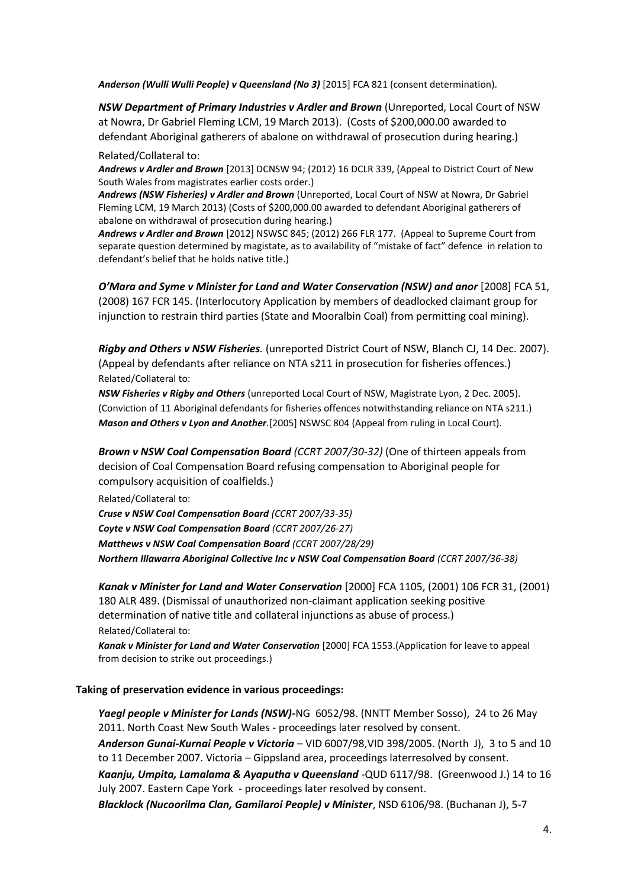***Anderson (Wulli Wulli People) v Queensland (No 3)*** [2015] FCA 821 (consent determination).

***NSW Department of Primary Industries v Ardler and Brown*** (Unreported, Local Court of NSW at Nowra, Dr Gabriel Fleming LCM, 19 March 2013). (Costs of $200,000.00 awarded to defendant Aboriginal gatherers of abalone on withdrawal of prosecution during hearing.)

Related/Collateral to:

***Andrews v Ardler and Brown*** [2013] DCNSW 94; (2012) 16 DCLR 339, (Appeal to District Court of New South Wales from magistrates earlier costs order.)

***Andrews (NSW Fisheries) v Ardler and Brown*** (Unreported, Local Court of NSW at Nowra, Dr Gabriel Fleming LCM, 19 March 2013) (Costs of $200,000.00 awarded to defendant Aboriginal gatherers of abalone on withdrawal of prosecution during hearing.)

***Andrews v Ardler and Brown*** [2012] NSWSC 845; (2012) 266 FLR 177. (Appeal to Supreme Court from separate question determined by magistate, as to availability of "mistake of fact" defence in relation to defendant's belief that he holds native title.)

***O'Mara and Syme v Minister for Land and Water Conservation (NSW) and anor*** [2008] FCA 51, (2008) 167 FCR 145. (Interlocutory Application by members of deadlocked claimant group for injunction to restrain third parties (State and Mooralbin Coal) from permitting coal mining).

***Rigby and Others v NSW Fisheries****.* (unreported District Court of NSW, Blanch CJ, 14 Dec. 2007). (Appeal by defendants after reliance on NTA s211 in prosecution for fisheries offences.)

Related/Collateral to:

***NSW Fisheries v Rigby and Others*** (unreported Local Court of NSW, Magistrate Lyon, 2 Dec. 2005). (Conviction of 11 Aboriginal defendants for fisheries offences notwithstanding reliance on NTA s211.)

***Mason and Others v Lyon and Another****.*[2005] NSWSC 804 (Appeal from ruling in Local Court).

***Brown v NSW Coal Compensation Board*** *(CCRT 2007/30-32)* (One of thirteen appeals from decision of Coal Compensation Board refusing compensation to Aboriginal people for compulsory acquisition of coalfields.)

Related/Collateral to:

***Cruse v NSW Coal Compensation Board*** *(CCRT 2007/33-35)*

***Coyte v NSW Coal Compensation Board*** *(CCRT 2007/26-27)*

***Matthews v NSW Coal Compensation Board*** *(CCRT 2007/28/29)*

***Northern Illawarra Aboriginal Collective Inc v NSW Coal Compensation Board*** *(CCRT 2007/36-38)*

***Kanak v Minister for Land and Water Conservation*** [2000] FCA 1105, (2001) 106 FCR 31, (2001) 180 ALR 489. (Dismissal of unauthorized non-claimant application seeking positive determination of native title and collateral injunctions as abuse of process.)

Related/Collateral to:

***Kanak v Minister for Land and Water Conservation*** [2000] FCA 1553.(Application for leave to appeal from decision to strike out proceedings.)

**Taking of preservation evidence in various proceedings:**

***Yaegl people v Minister for Lands (NSW)***-NG 6052/98. (NNTT Member Sosso), 24 to 26 May 2011. North Coast New South Wales - proceedings later resolved by consent.

***Anderson Gunai-Kurnai People v Victoria*** – VID 6007/98,VID 398/2005. (North J), 3 to 5 and 10 to 11 December 2007. Victoria – Gippsland area, proceedings laterresolved by consent.

***Kaanju, Umpita, Lamalama & Ayaputha v Queensland*** -QUD 6117/98. (Greenwood J.) 14 to 16 July 2007. Eastern Cape York - proceedings later resolved by consent.

***Blacklock (Nucoorilma Clan, Gamilaroi People) v Minister***, NSD 6106/98. (Buchanan J), 5-7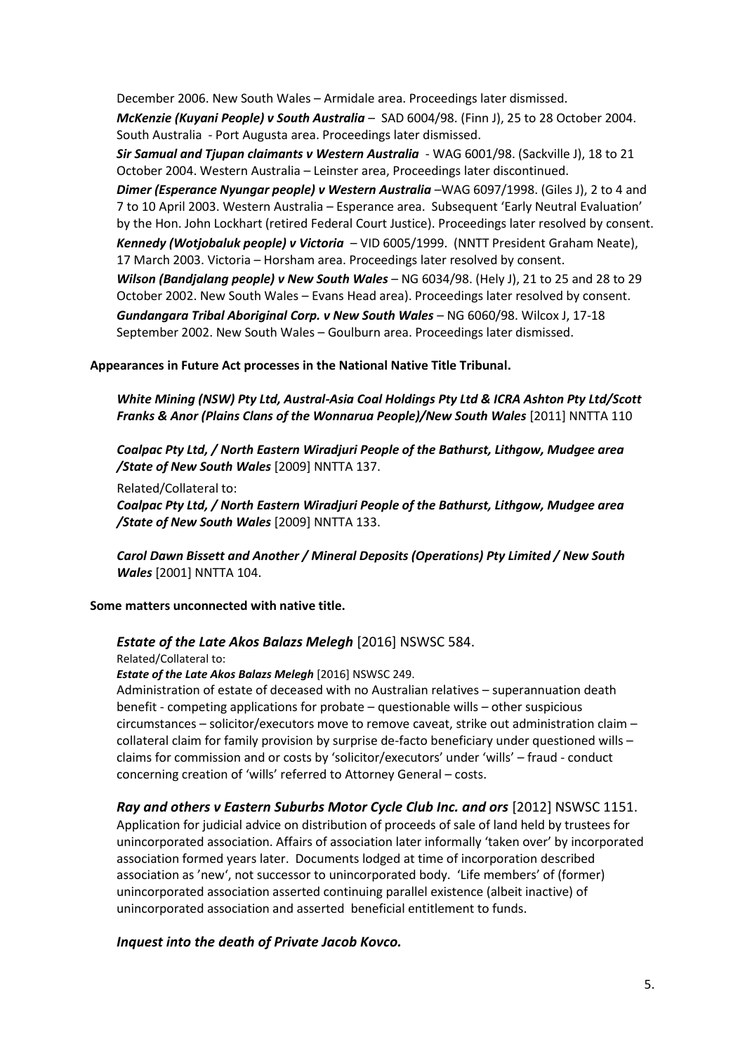December 2006. New South Wales – Armidale area. Proceedings later dismissed.

***McKenzie (Kuyani People) v South Australia*** – SAD 6004/98. (Finn J), 25 to 28 October 2004. South Australia - Port Augusta area. Proceedings later dismissed.

***Sir Samual and Tjupan claimants v Western Australia*** - WAG 6001/98. (Sackville J), 18 to 21 October 2004. Western Australia – Leinster area, Proceedings later discontinued.

***Dimer (Esperance Nyungar people) v Western Australia*** –WAG 6097/1998. (Giles J), 2 to 4 and 7 to 10 April 2003. Western Australia – Esperance area. Subsequent 'Early Neutral Evaluation' by the Hon. John Lockhart (retired Federal Court Justice). Proceedings later resolved by consent.

***Kennedy (Wotjobaluk people) v Victoria*** – VID 6005/1999. (NNTT President Graham Neate), 17 March 2003. Victoria – Horsham area. Proceedings later resolved by consent.

***Wilson (Bandjalang people) v New South Wales*** – NG 6034/98. (Hely J), 21 to 25 and 28 to 29 October 2002. New South Wales – Evans Head area). Proceedings later resolved by consent.

***Gundangara Tribal Aboriginal Corp. v New South Wales*** – NG 6060/98. Wilcox J, 17-18 September 2002. New South Wales – Goulburn area. Proceedings later dismissed.

**Appearances in Future Act processes in the National Native Title Tribunal.**

***White Mining (NSW) Pty Ltd, Austral-Asia Coal Holdings Pty Ltd & ICRA Ashton Pty Ltd/Scott Franks & Anor (Plains Clans of the Wonnarua People)/New South Wales*** [2011] NNTTA 110

***Coalpac Pty Ltd, / North Eastern Wiradjuri People of the Bathurst, Lithgow, Mudgee area /State of New South Wales*** [2009] NNTTA 137.

Related/Collateral to:
***Coalpac Pty Ltd, / North Eastern Wiradjuri People of the Bathurst, Lithgow, Mudgee area /State of New South Wales*** [2009] NNTTA 133.

***Carol Dawn Bissett and Another / Mineral Deposits (Operations) Pty Limited / New South Wales*** [2001] NNTTA 104.

**Some matters unconnected with native title.**

***Estate of the Late Akos Balazs Melegh*** [2016] NSWSC 584.

Related/Collateral to:
***Estate of the Late Akos Balazs Melegh*** [2016] NSWSC 249.

Administration of estate of deceased with no Australian relatives – superannuation death benefit - competing applications for probate – questionable wills – other suspicious circumstances – solicitor/executors move to remove caveat, strike out administration claim – collateral claim for family provision by surprise de-facto beneficiary under questioned wills – claims for commission and or costs by 'solicitor/executors' under 'wills' – fraud - conduct concerning creation of 'wills' referred to Attorney General – costs.

***Ray and others v Eastern Suburbs Motor Cycle Club Inc. and ors*** [2012] NSWSC 1151.

Application for judicial advice on distribution of proceeds of sale of land held by trustees for unincorporated association. Affairs of association later informally 'taken over' by incorporated association formed years later. Documents lodged at time of incorporation described association as 'new', not successor to unincorporated body. 'Life members' of (former) unincorporated association asserted continuing parallel existence (albeit inactive) of unincorporated association and asserted beneficial entitlement to funds.

***Inquest into the death of Private Jacob Kovco.***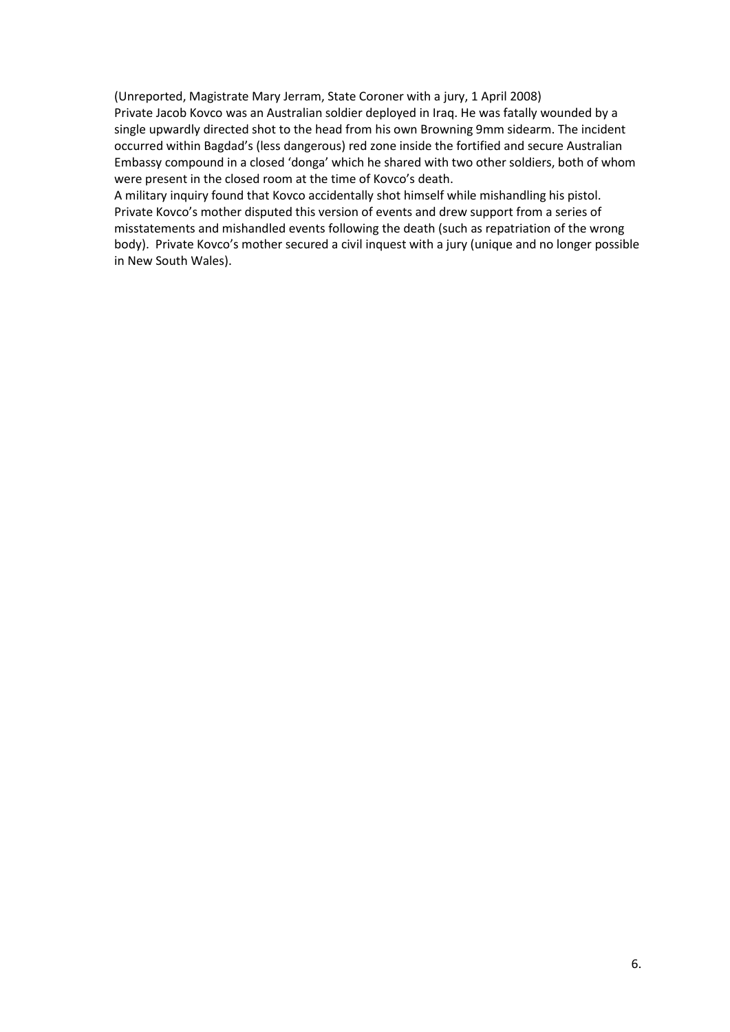(Unreported, Magistrate Mary Jerram, State Coroner with a jury, 1 April 2008)

Private Jacob Kovco was an Australian soldier deployed in Iraq. He was fatally wounded by a single upwardly directed shot to the head from his own Browning 9mm sidearm. The incident occurred within Bagdad's (less dangerous) red zone inside the fortified and secure Australian Embassy compound in a closed 'donga' which he shared with two other soldiers, both of whom were present in the closed room at the time of Kovco's death.

A military inquiry found that Kovco accidentally shot himself while mishandling his pistol. Private Kovco's mother disputed this version of events and drew support from a series of misstatements and mishandled events following the death (such as repatriation of the wrong body). Private Kovco's mother secured a civil inquest with a jury (unique and no longer possible in New South Wales).